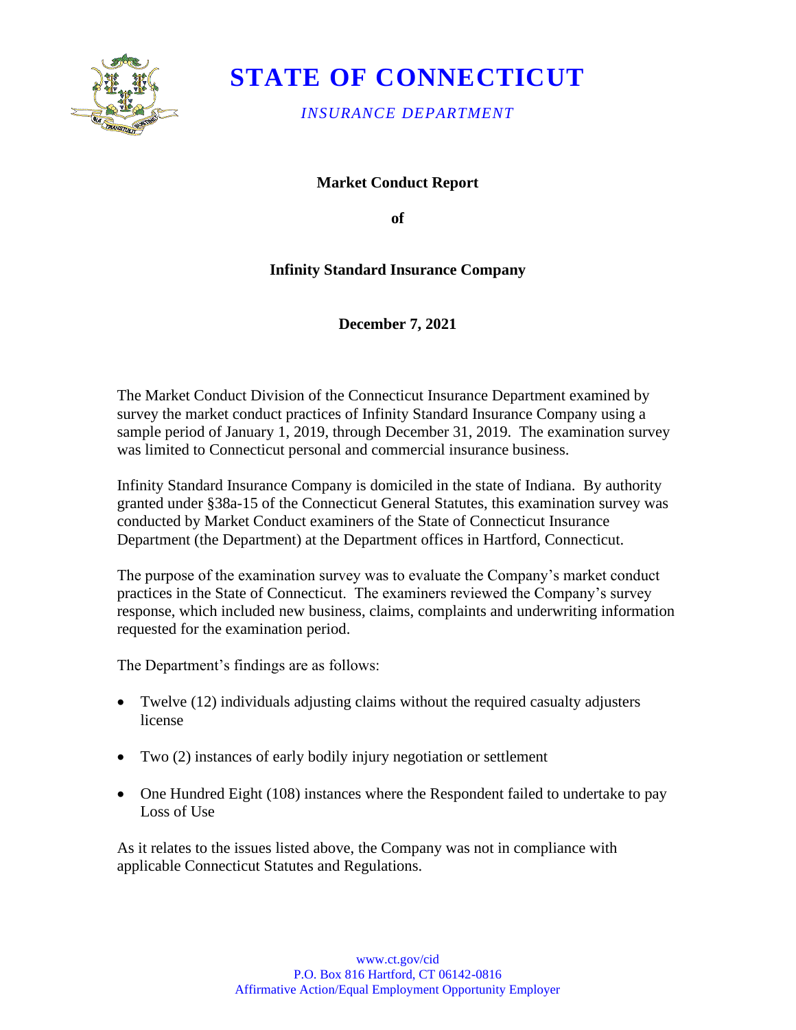# STATE OF CONNECTICUT

*INSURANCE DEPARTMENT*

**Market Conduct Report**

**of**

**Infinity Standard Insurance Company**

**December 7, 2021**

The Market Conduct Division of the Connecticut Insurance Department examined by survey the market conduct practices of Infinity Standard Insurance Company using a sample period of January 1, 2019, through December 31, 2019. The examination survey was limited to Connecticut personal and commercial insurance business.

Infinity Standard Insurance Company is domiciled in the state of Indiana. By authority granted under §38a-15 of the Connecticut General Statutes, this examination survey was conducted by Market Conduct examiners of the State of Connecticut Insurance Department (the Department) at the Department offices in Hartford, Connecticut.

The purpose of the examination survey was to evaluate the Company's market conduct practices in the State of Connecticut. The examiners reviewed the Company's survey response, which included new business, claims, complaints and underwriting information requested for the examination period.

The Department's findings are as follows:

- Twelve (12) individuals adjusting claims without the required casualty adjusters license
- Two (2) instances of early bodily injury negotiation or settlement
- One Hundred Eight (108) instances where the Respondent failed to undertake to pay Loss of Use

As it relates to the issues listed above, the Company was not in compliance with applicable Connecticut Statutes and Regulations.

www.ct.gov/cid
P.O. Box 816 Hartford, CT 06142-0816
Affirmative Action/Equal Employment Opportunity Employer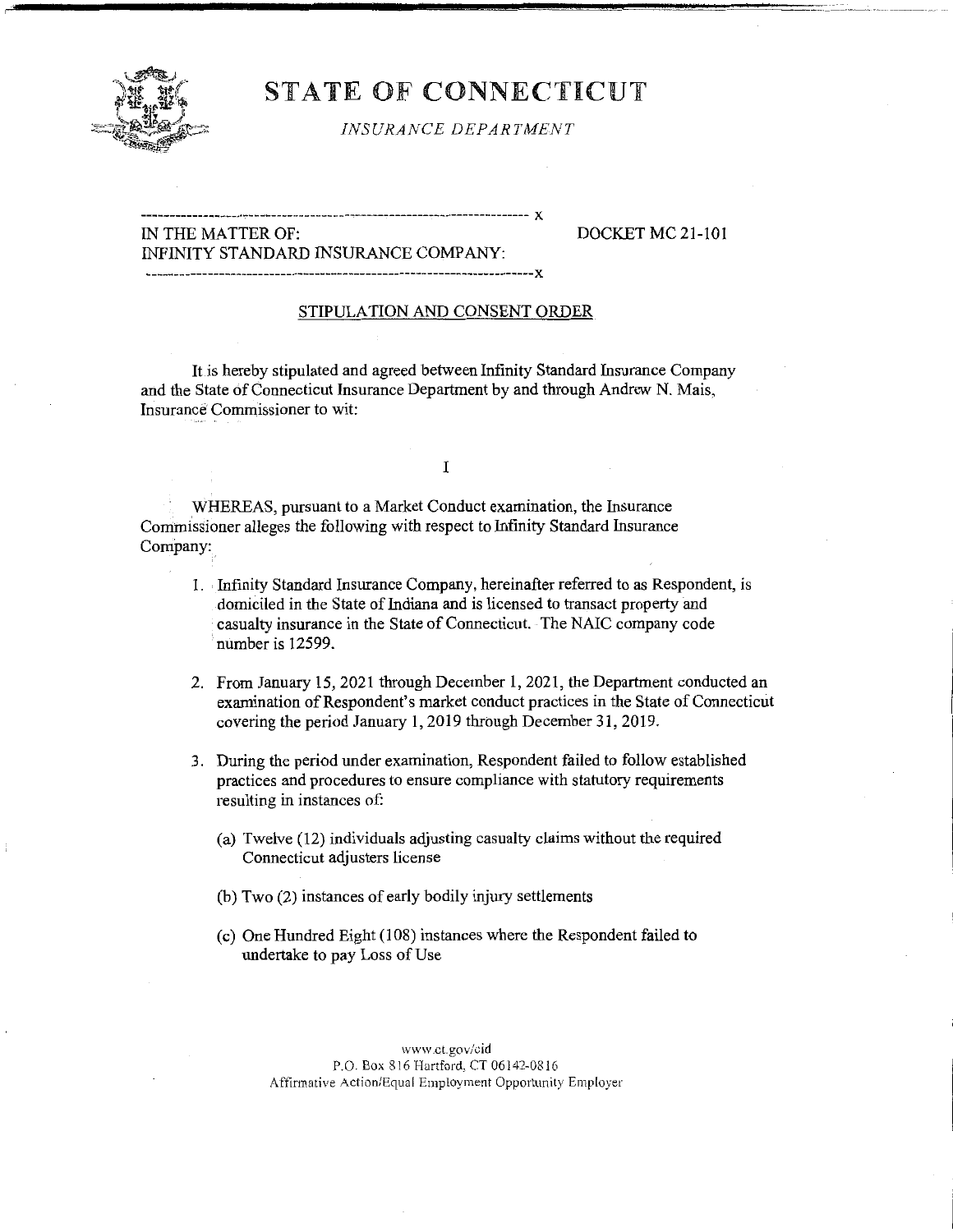# STATE OF CONNECTICUT

*INSURANCE DEPARTMENT*

---

IN THE MATTER OF: INFINITY STANDARD INSURANCE COMPANY: — DOCKET MC 21-101

---

STIPULATION AND CONSENT ORDER

It is hereby stipulated and agreed between Infinity Standard Insurance Company and the State of Connecticut Insurance Department by and through Andrew N. Mais, Insurance Commissioner to wit:

I

WHEREAS, pursuant to a Market Conduct examination, the Insurance Commissioner alleges the following with respect to Infinity Standard Insurance Company:

1. Infinity Standard Insurance Company, hereinafter referred to as Respondent, is domiciled in the State of Indiana and is licensed to transact property and casualty insurance in the State of Connecticut. The NAIC company code number is 12599.

2. From January 15, 2021 through December 1, 2021, the Department conducted an examination of Respondent's market conduct practices in the State of Connecticut covering the period January 1, 2019 through December 31, 2019.

3. During the period under examination, Respondent failed to follow established practices and procedures to ensure compliance with statutory requirements resulting in instances of:

   (a) Twelve (12) individuals adjusting casualty claims without the required Connecticut adjusters license

   (b) Two (2) instances of early bodily injury settlements

   (c) One Hundred Eight (108) instances where the Respondent failed to undertake to pay Loss of Use

www.ct.gov/cid
P.O. Box 816 Hartford, CT 06142-0816
Affirmative Action/Equal Employment Opportunity Employer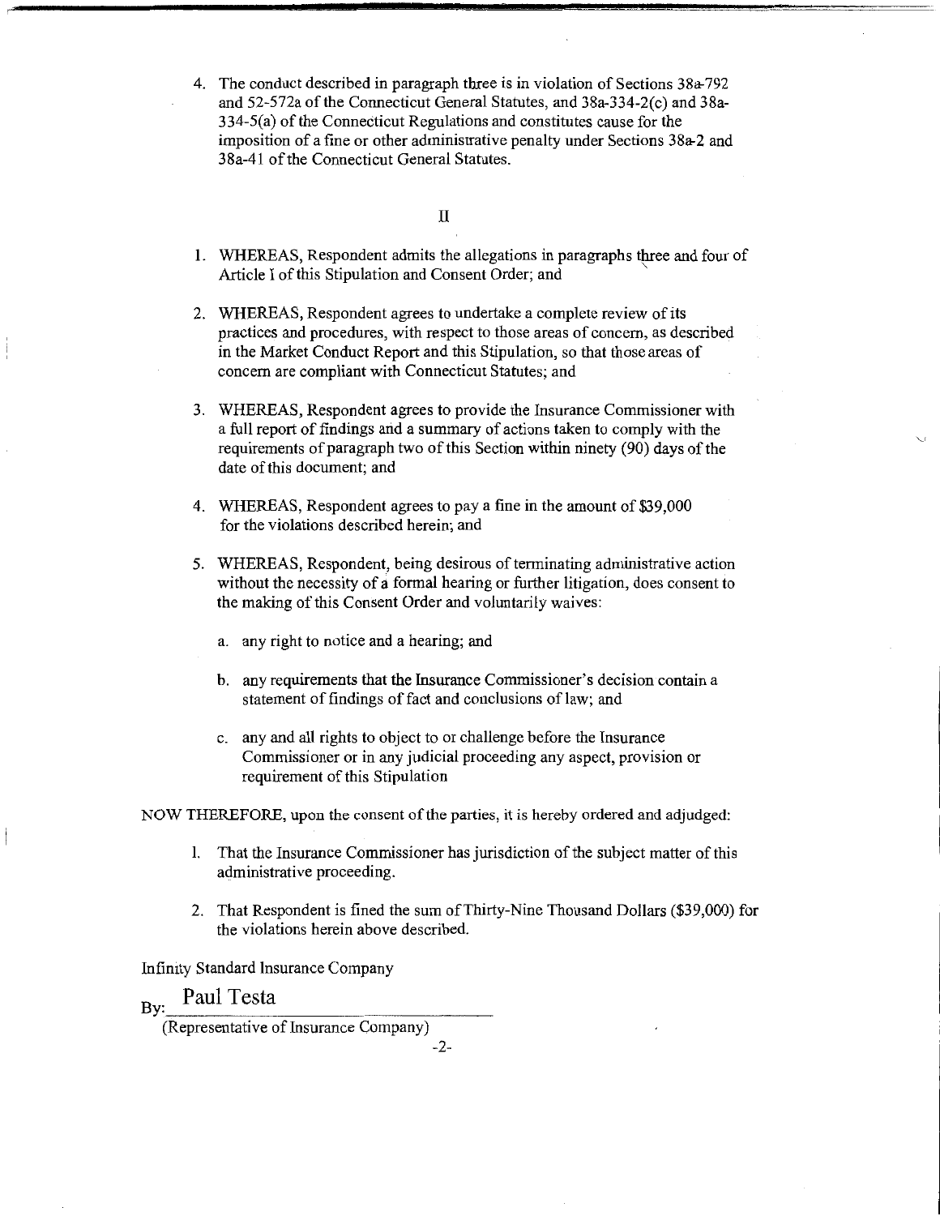4. The conduct described in paragraph three is in violation of Sections 38a-792 and 52-572a of the Connecticut General Statutes, and 38a-334-2(c) and 38a-334-5(a) of the Connecticut Regulations and constitutes cause for the imposition of a fine or other administrative penalty under Sections 38a-2 and 38a-41 of the Connecticut General Statutes.

## II

1. WHEREAS, Respondent admits the allegations in paragraphs three and four of Article I of this Stipulation and Consent Order; and

2. WHEREAS, Respondent agrees to undertake a complete review of its practices and procedures, with respect to those areas of concern, as described in the Market Conduct Report and this Stipulation, so that those areas of concern are compliant with Connecticut Statutes; and

3. WHEREAS, Respondent agrees to provide the Insurance Commissioner with a full report of findings and a summary of actions taken to comply with the requirements of paragraph two of this Section within ninety (90) days of the date of this document; and

4. WHEREAS, Respondent agrees to pay a fine in the amount of $39,000 for the violations described herein; and

5. WHEREAS, Respondent, being desirous of terminating administrative action without the necessity of a formal hearing or further litigation, does consent to the making of this Consent Order and voluntarily waives:

   a. any right to notice and a hearing; and

   b. any requirements that the Insurance Commissioner's decision contain a statement of findings of fact and conclusions of law; and

   c. any and all rights to object to or challenge before the Insurance Commissioner or in any judicial proceeding any aspect, provision or requirement of this Stipulation

NOW THEREFORE, upon the consent of the parties, it is hereby ordered and adjudged:

1. That the Insurance Commissioner has jurisdiction of the subject matter of this administrative proceeding.

2. That Respondent is fined the sum of Thirty-Nine Thousand Dollars ($39,000) for the violations herein above described.

Infinity Standard Insurance Company

By: Paul Testa

(Representative of Insurance Company)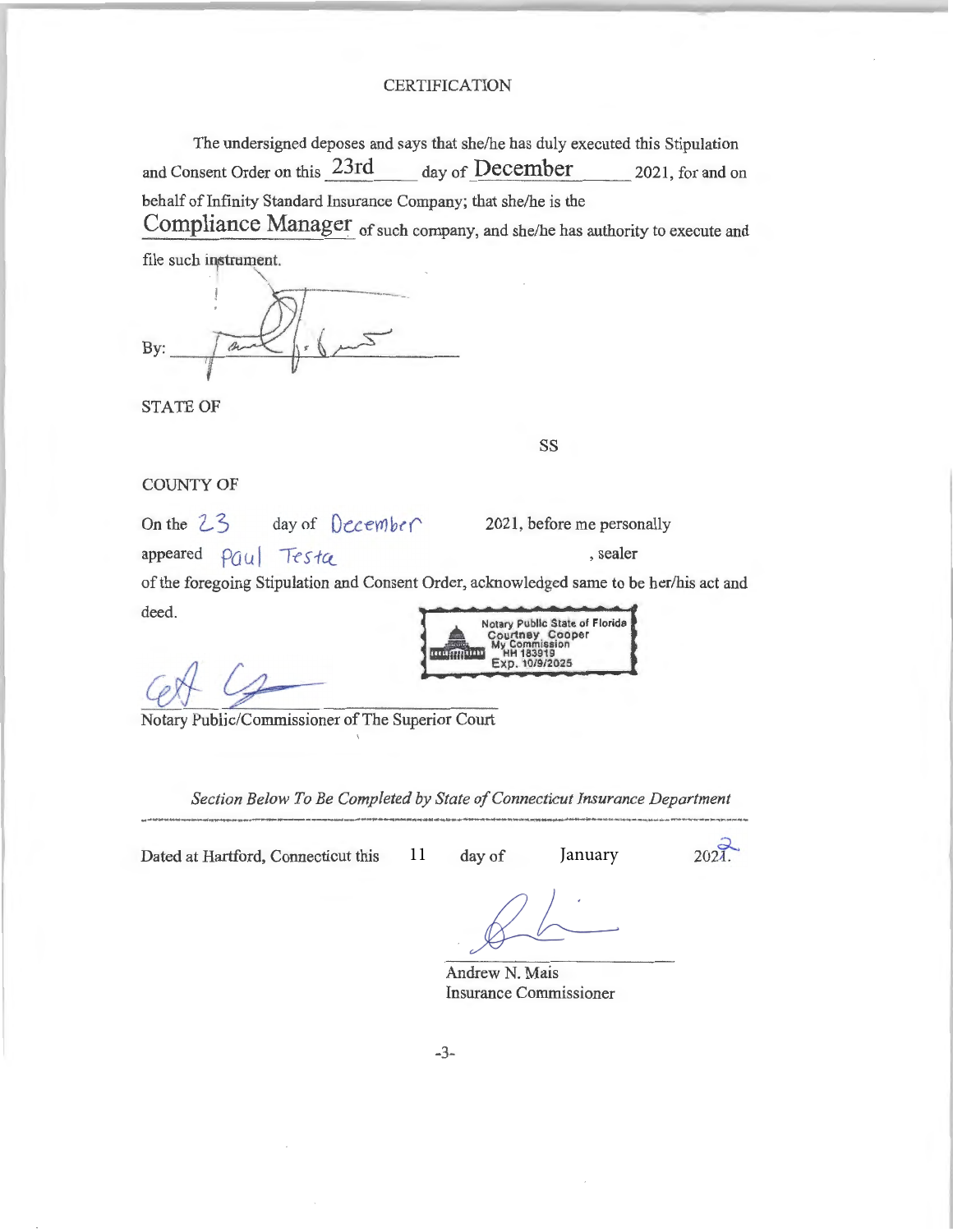CERTIFICATION

The undersigned deposes and says that she/he has duly executed this Stipulation and Consent Order on this 23rd day of December 2021, for and on behalf of Infinity Standard Insurance Company; that she/he is the Compliance Manager of such company, and she/he has authority to execute and file such instrument.

By: ______________________

STATE OF

SS

COUNTY OF

On the 23 day of December 2021, before me personally appeared Paul Testa, sealer of the foregoing Stipulation and Consent Order, acknowledged same to be her/his act and deed.

Notary Public State of Florida
Courtney Cooper
My Commission
HH 183919
Exp. 10/9/2025

______________________
Notary Public/Commissioner of The Superior Court

*Section Below To Be Completed by State of Connecticut Insurance Department*

---

Dated at Hartford, Connecticut this 11 day of January 2022.

______________________
Andrew N. Mais
Insurance Commissioner